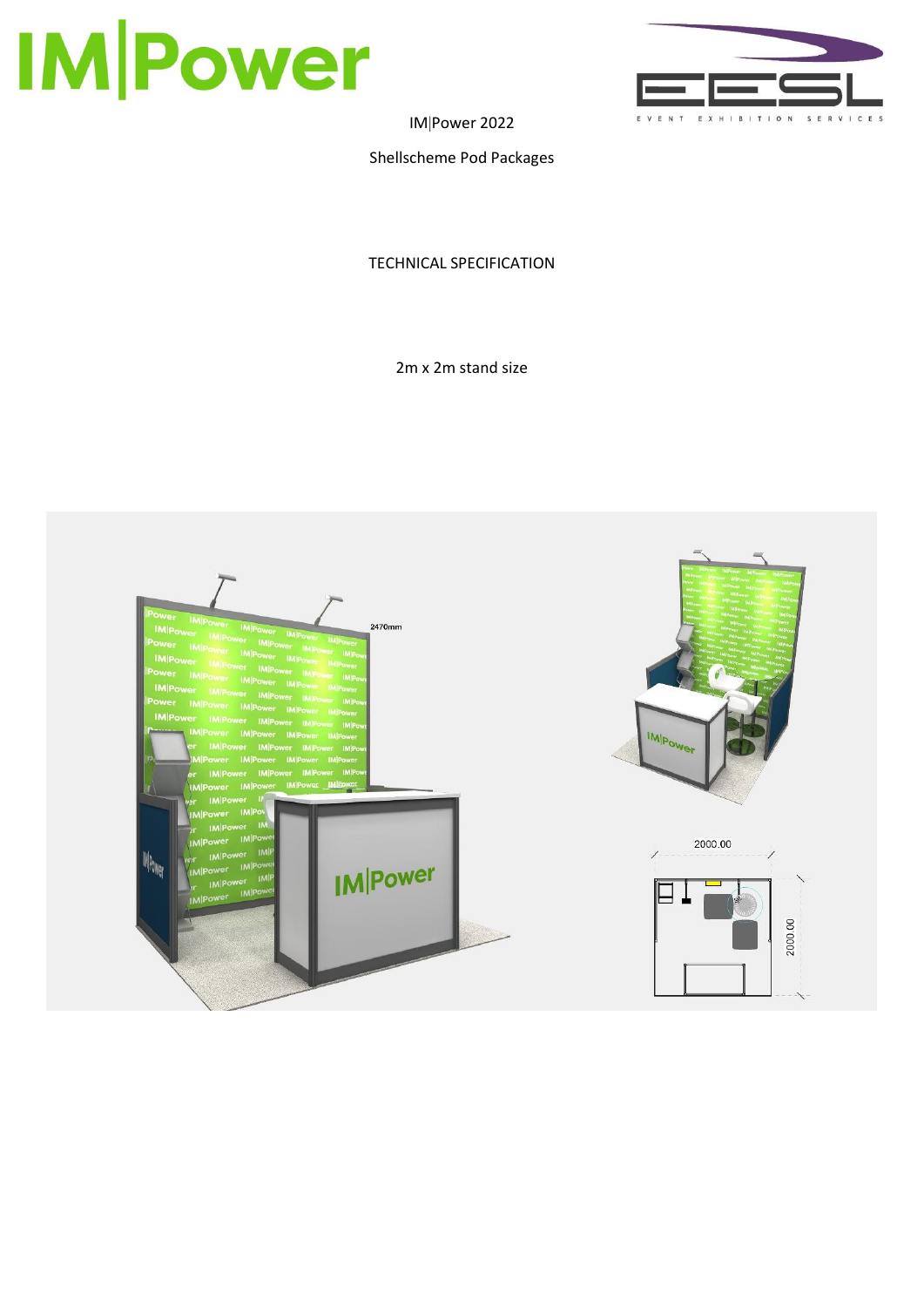IM|Power 2022

Shellscheme Pod Packages

TECHNICAL SPECIFICATION

2m x 2m stand size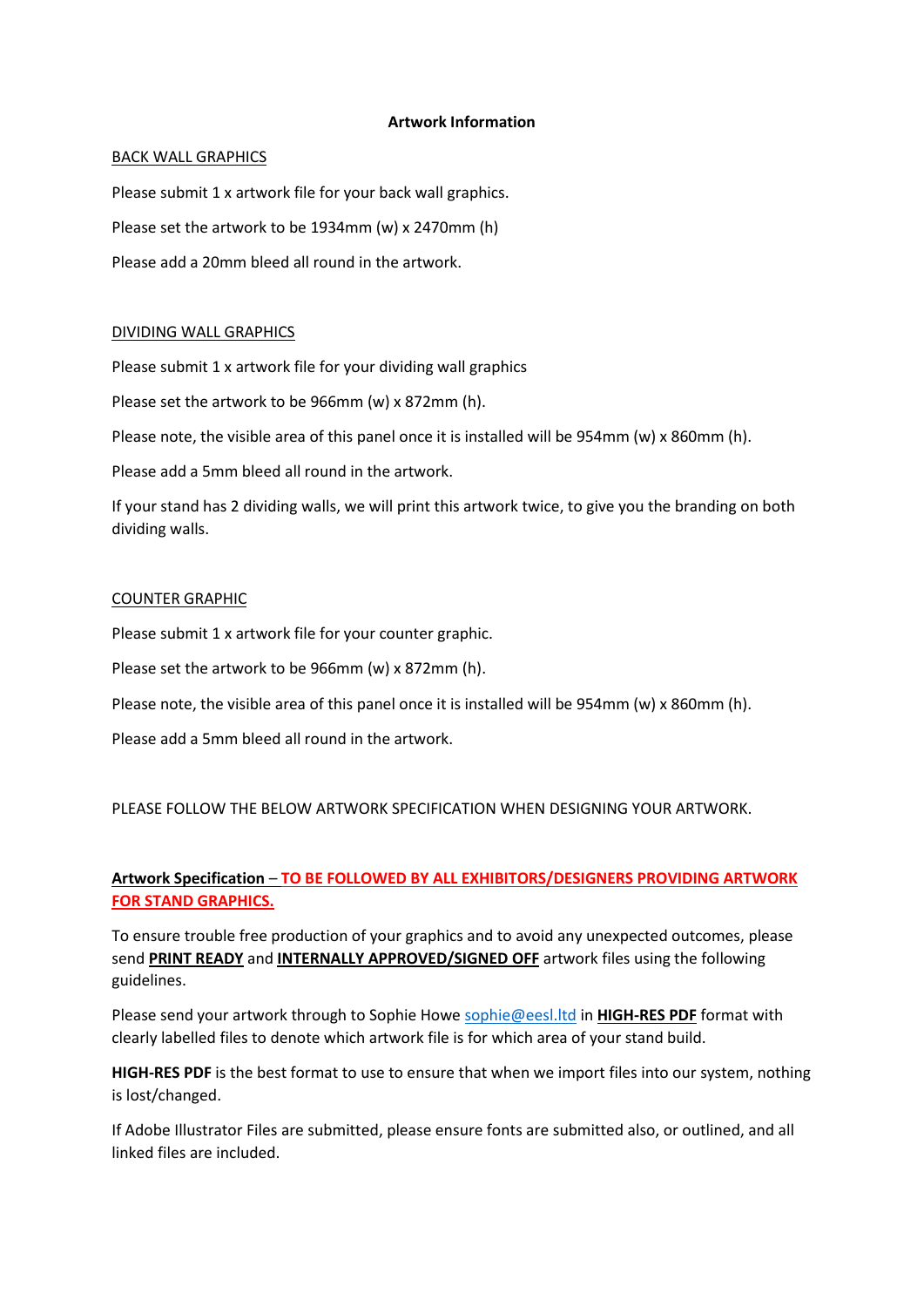**Artwork Information**

<u>BACK WALL GRAPHICS</u>

Please submit 1 x artwork file for your back wall graphics.

Please set the artwork to be 1934mm (w) x 2470mm (h)

Please add a 20mm bleed all round in the artwork.

<u>DIVIDING WALL GRAPHICS</u>

Please submit 1 x artwork file for your dividing wall graphics

Please set the artwork to be 966mm (w) x 872mm (h).

Please note, the visible area of this panel once it is installed will be 954mm (w) x 860mm (h).

Please add a 5mm bleed all round in the artwork.

If your stand has 2 dividing walls, we will print this artwork twice, to give you the branding on both dividing walls.

<u>COUNTER GRAPHIC</u>

Please submit 1 x artwork file for your counter graphic.

Please set the artwork to be 966mm (w) x 872mm (h).

Please note, the visible area of this panel once it is installed will be 954mm (w) x 860mm (h).

Please add a 5mm bleed all round in the artwork.

PLEASE FOLLOW THE BELOW ARTWORK SPECIFICATION WHEN DESIGNING YOUR ARTWORK.

**<u>Artwork Specification</u>** – **<u>TO BE FOLLOWED BY ALL EXHIBITORS/DESIGNERS PROVIDING ARTWORK FOR STAND GRAPHICS.</u>**

To ensure trouble free production of your graphics and to avoid any unexpected outcomes, please send **<u>PRINT READY</u>** and **<u>INTERNALLY APPROVED/SIGNED OFF</u>** artwork files using the following guidelines.

Please send your artwork through to Sophie Howe [sophie@eesl.ltd](mailto:sophie@eesl.ltd) in **<u>HIGH-RES PDF</u>** format with clearly labelled files to denote which artwork file is for which area of your stand build.

**HIGH-RES PDF** is the best format to use to ensure that when we import files into our system, nothing is lost/changed.

If Adobe Illustrator Files are submitted, please ensure fonts are submitted also, or outlined, and all linked files are included.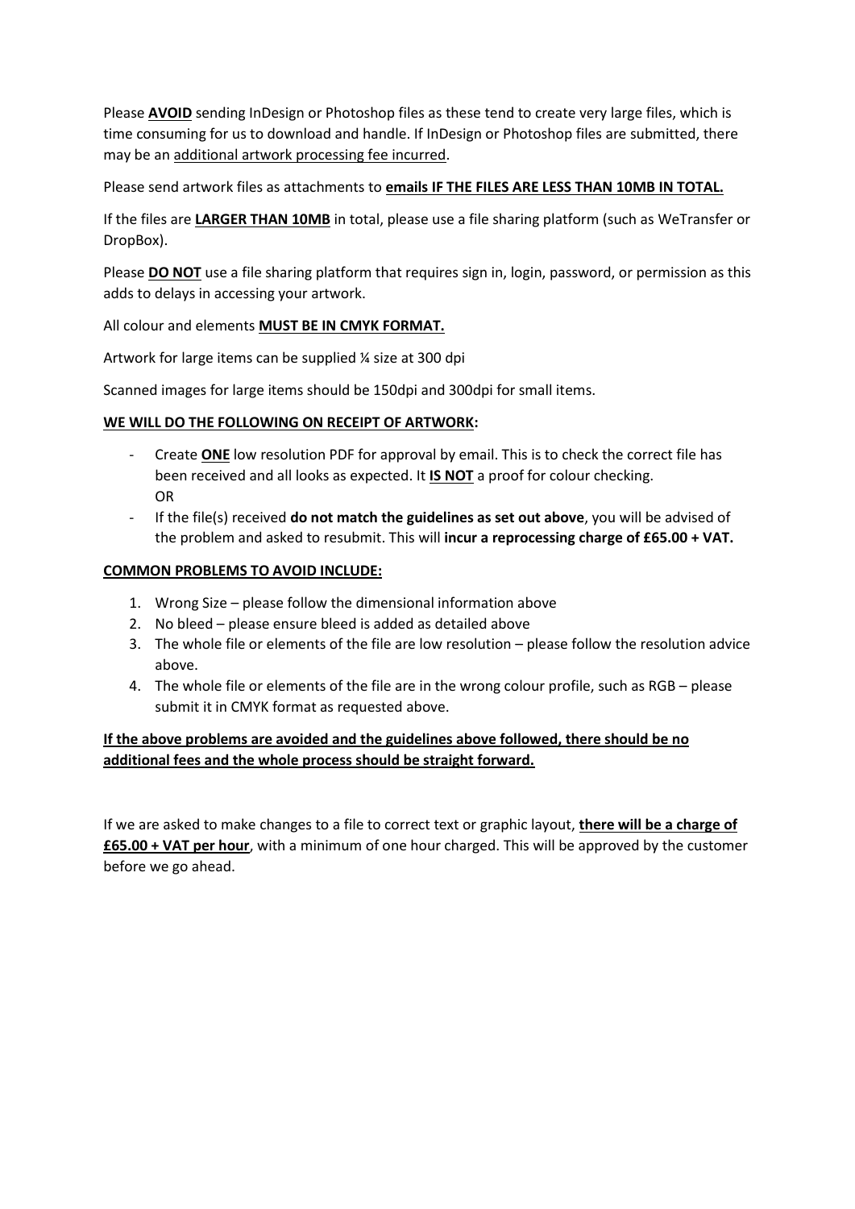Please **AVOID** sending InDesign or Photoshop files as these tend to create very large files, which is time consuming for us to download and handle. If InDesign or Photoshop files are submitted, there may be an additional artwork processing fee incurred.

Please send artwork files as attachments to **emails IF THE FILES ARE LESS THAN 10MB IN TOTAL.**

If the files are **LARGER THAN 10MB** in total, please use a file sharing platform (such as WeTransfer or DropBox).

Please **DO NOT** use a file sharing platform that requires sign in, login, password, or permission as this adds to delays in accessing your artwork.

All colour and elements **MUST BE IN CMYK FORMAT.**

Artwork for large items can be supplied ¼ size at 300 dpi

Scanned images for large items should be 150dpi and 300dpi for small items.

**WE WILL DO THE FOLLOWING ON RECEIPT OF ARTWORK:**

- Create **ONE** low resolution PDF for approval by email. This is to check the correct file has been received and all looks as expected. It **IS NOT** a proof for colour checking.
  OR
- If the file(s) received **do not match the guidelines as set out above**, you will be advised of the problem and asked to resubmit. This will **incur a reprocessing charge of £65.00 + VAT.**

**COMMON PROBLEMS TO AVOID INCLUDE:**

1. Wrong Size – please follow the dimensional information above
2. No bleed – please ensure bleed is added as detailed above
3. The whole file or elements of the file are low resolution – please follow the resolution advice above.
4. The whole file or elements of the file are in the wrong colour profile, such as RGB – please submit it in CMYK format as requested above.

**If the above problems are avoided and the guidelines above followed, there should be no additional fees and the whole process should be straight forward.**

If we are asked to make changes to a file to correct text or graphic layout, **there will be a charge of £65.00 + VAT per hour**, with a minimum of one hour charged. This will be approved by the customer before we go ahead.